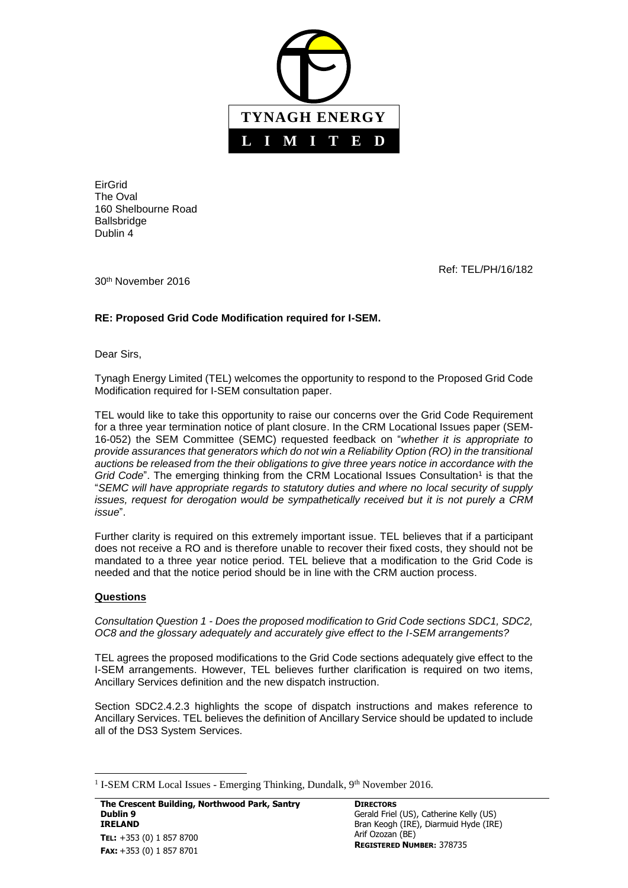**TYNAGH ENERGY**

**L I M I T E D**

EirGrid
The Oval
160 Shelbourne Road
Ballsbridge
Dublin 4

Ref: TEL/PH/16/182

30th November 2016

**RE: Proposed Grid Code Modification required for I-SEM.**

Dear Sirs,

Tynagh Energy Limited (TEL) welcomes the opportunity to respond to the Proposed Grid Code Modification required for I-SEM consultation paper.

TEL would like to take this opportunity to raise our concerns over the Grid Code Requirement for a three year termination notice of plant closure. In the CRM Locational Issues paper (SEM-16-052) the SEM Committee (SEMC) requested feedback on "*whether it is appropriate to provide assurances that generators which do not win a Reliability Option (RO) in the transitional auctions be released from the their obligations to give three years notice in accordance with the Grid Code*". The emerging thinking from the CRM Locational Issues Consultation[1] is that the "*SEMC will have appropriate regards to statutory duties and where no local security of supply issues, request for derogation would be sympathetically received but it is not purely a CRM issue*".

Further clarity is required on this extremely important issue. TEL believes that if a participant does not receive a RO and is therefore unable to recover their fixed costs, they should not be mandated to a three year notice period. TEL believe that a modification to the Grid Code is needed and that the notice period should be in line with the CRM auction process.

**Questions**

*Consultation Question 1 - Does the proposed modification to Grid Code sections SDC1, SDC2, OC8 and the glossary adequately and accurately give effect to the I-SEM arrangements?*

TEL agrees the proposed modifications to the Grid Code sections adequately give effect to the I-SEM arrangements. However, TEL believes further clarification is required on two items, Ancillary Services definition and the new dispatch instruction.

Section SDC2.4.2.3 highlights the scope of dispatch instructions and makes reference to Ancillary Services. TEL believes the definition of Ancillary Service should be updated to include all of the DS3 System Services.

[1] I-SEM CRM Local Issues - Emerging Thinking, Dundalk, 9th November 2016.

**The Crescent Building, Northwood Park, Santry**
**Dublin 9**
**IRELAND**
**TEL:** +353 (0) 1 857 8700
**FAX:** +353 (0) 1 857 8701

**DIRECTORS**
Gerald Friel (US), Catherine Kelly (US)
Bran Keogh (IRE), Diarmuid Hyde (IRE)
Arif Ozozan (BE)
**REGISTERED NUMBER**: 378735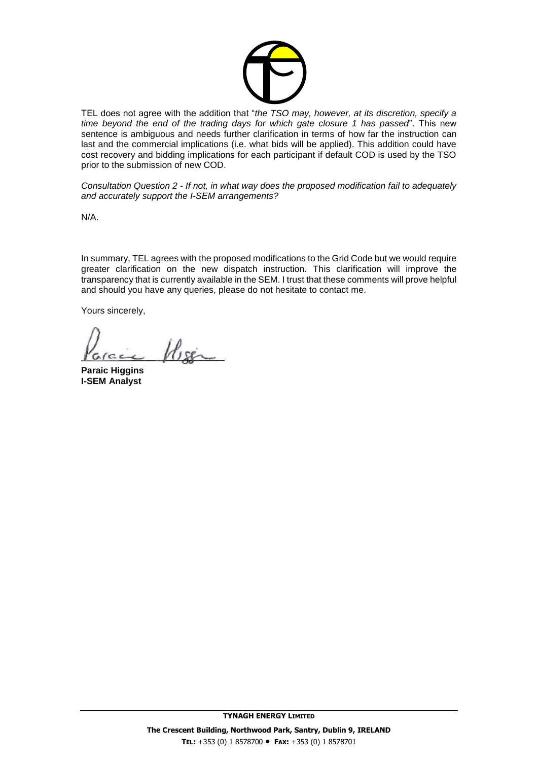TEL does not agree with the addition that "*the TSO may, however, at its discretion, specify a time beyond the end of the trading days for which gate closure 1 has passed*". This new sentence is ambiguous and needs further clarification in terms of how far the instruction can last and the commercial implications (i.e. what bids will be applied). This addition could have cost recovery and bidding implications for each participant if default COD is used by the TSO prior to the submission of new COD.

*Consultation Question 2 - If not, in what way does the proposed modification fail to adequately and accurately support the I-SEM arrangements?*

N/A.

In summary, TEL agrees with the proposed modifications to the Grid Code but we would require greater clarification on the new dispatch instruction. This clarification will improve the transparency that is currently available in the SEM. I trust that these comments will prove helpful and should you have any queries, please do not hesitate to contact me.

Yours sincerely,

**Paraic Higgins**
**I-SEM Analyst**

**TYNAGH ENERGY LIMITED**
**The Crescent Building, Northwood Park, Santry, Dublin 9, IRELAND**
**TEL:** +353 (0) 1 8578700 • **FAX:** +353 (0) 1 8578701